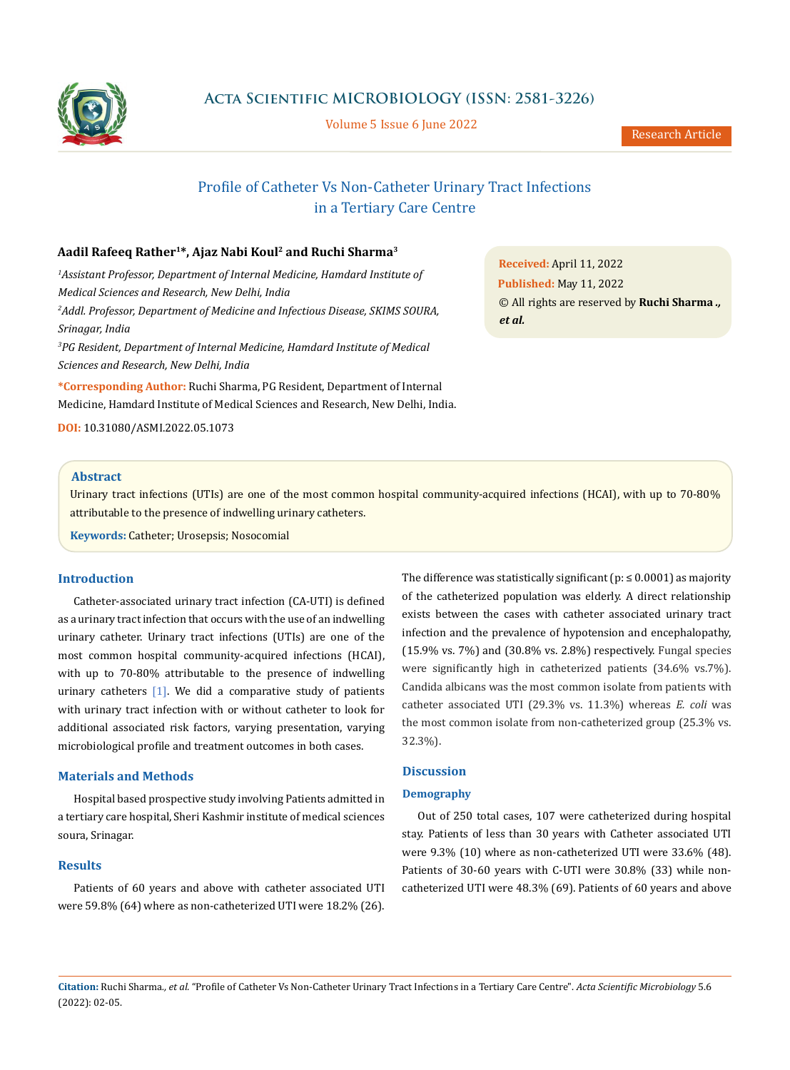# Profile of Catheter Vs Non-Catheter Urinary Tract Infections in a Tertiary Care Centre

**Aadil Rafeeq Rather[1]*, Ajaz Nabi Koul[2] and Ruchi Sharma[3]**

[1]*Assistant Professor, Department of Internal Medicine, Hamdard Institute of Medical Sciences and Research, New Delhi, India*

[2]*Addl. Professor, Department of Medicine and Infectious Disease, SKIMS SOURA, Srinagar, India*

[3]*PG Resident, Department of Internal Medicine, Hamdard Institute of Medical Sciences and Research, New Delhi, India*

**\*Corresponding Author:** Ruchi Sharma, PG Resident, Department of Internal Medicine, Hamdard Institute of Medical Sciences and Research, New Delhi, India.

**DOI:** 10.31080/ASMI.2022.05.1073

**Received:** April 11, 2022

**Published:** May 11, 2022

© All rights are reserved by **Ruchi Sharma., *et al.***

## Abstract

Urinary tract infections (UTIs) are one of the most common hospital community-acquired infections (HCAI), with up to 70-80% attributable to the presence of indwelling urinary catheters.

**Keywords:** Catheter; Urosepsis; Nosocomial

## Introduction

Catheter-associated urinary tract infection (CA-UTI) is defined as a urinary tract infection that occurs with the use of an indwelling urinary catheter. Urinary tract infections (UTIs) are one of the most common hospital community-acquired infections (HCAI), with up to 70-80% attributable to the presence of indwelling urinary catheters [1]. We did a comparative study of patients with urinary tract infection with or without catheter to look for additional associated risk factors, varying presentation, varying microbiological profile and treatment outcomes in both cases.

## Materials and Methods

Hospital based prospective study involving Patients admitted in a tertiary care hospital, Sheri Kashmir institute of medical sciences soura, Srinagar.

## Results

Patients of 60 years and above with catheter associated UTI were 59.8% (64) where as non-catheterized UTI were 18.2% (26). The difference was statistically significant (p: ≤ 0.0001) as majority of the catheterized population was elderly. A direct relationship exists between the cases with catheter associated urinary tract infection and the prevalence of hypotension and encephalopathy, (15.9% vs. 7%) and (30.8% vs. 2.8%) respectively. Fungal species were significantly high in catheterized patients (34.6% vs.7%). Candida albicans was the most common isolate from patients with catheter associated UTI (29.3% vs. 11.3%) whereas *E. coli* was the most common isolate from non-catheterized group (25.3% vs. 32.3%).

## Discussion

### Demography

Out of 250 total cases, 107 were catheterized during hospital stay. Patients of less than 30 years with Catheter associated UTI were 9.3% (10) where as non-catheterized UTI were 33.6% (48). Patients of 30-60 years with C-UTI were 30.8% (33) while non-catheterized UTI were 48.3% (69). Patients of 60 years and above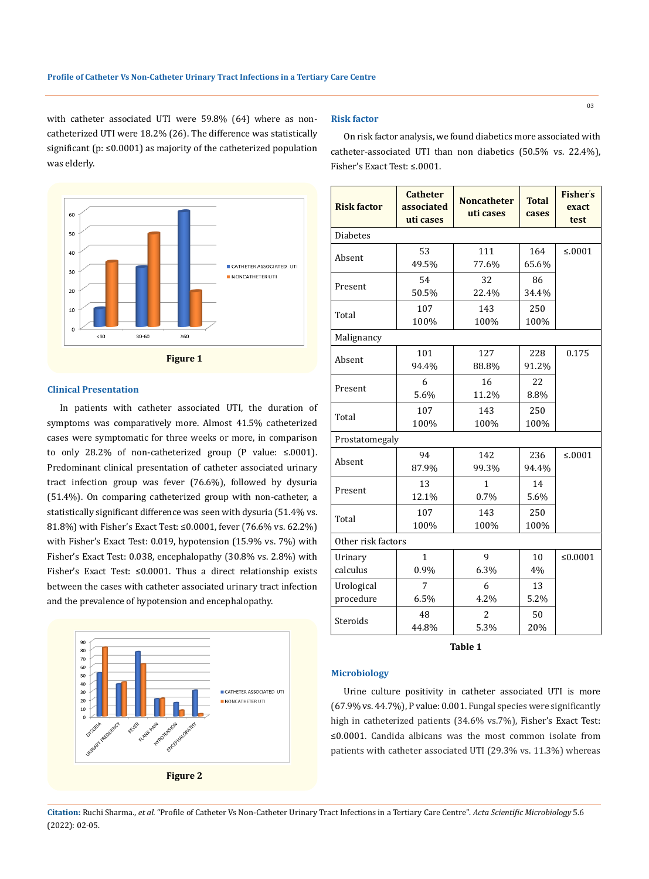with catheter associated UTI were 59.8% (64) where as non-catheterized UTI were 18.2% (26). The difference was statistically significant (p: ≤0.0001) as majority of the catheterized population was elderly.

Figure 1

### Clinical Presentation

In patients with catheter associated UTI, the duration of symptoms was comparatively more. Almost 41.5% catheterized cases were symptomatic for three weeks or more, in comparison to only 28.2% of non-catheterized group (P value: ≤.0001). Predominant clinical presentation of catheter associated urinary tract infection group was fever (76.6%), followed by dysuria (51.4%). On comparing catheterized group with non-catheter, a statistically significant difference was seen with dysuria (51.4% vs. 81.8%) with Fisher's Exact Test: ≤0.0001, fever (76.6% vs. 62.2%) with Fisher's Exact Test: 0.019, hypotension (15.9% vs. 7%) with Fisher's Exact Test: 0.038, encephalopathy (30.8% vs. 2.8%) with Fisher's Exact Test: ≤0.0001. Thus a direct relationship exists between the cases with catheter associated urinary tract infection and the prevalence of hypotension and encephalopathy.

Figure 2

### Risk factor

On risk factor analysis, we found diabetics more associated with catheter-associated UTI than non diabetics (50.5% vs. 22.4%), Fisher's Exact Test: ≤.0001.

| Risk factor | Catheter associated uti cases | Noncatheter uti cases | Total cases | Fisher's exact test |
|---|---|---|---|---|
| Diabetes | | | | |
| Absent | 53<br>49.5% | 111<br>77.6% | 164<br>65.6% | ≤.0001 |
| Present | 54<br>50.5% | 32<br>22.4% | 86<br>34.4% | |
| Total | 107<br>100% | 143<br>100% | 250<br>100% | |
| Malignancy | | | | |
| Absent | 101<br>94.4% | 127<br>88.8% | 228<br>91.2% | 0.175 |
| Present | 6<br>5.6% | 16<br>11.2% | 22<br>8.8% | |
| Total | 107<br>100% | 143<br>100% | 250<br>100% | |
| Prostatomegaly | | | | |
| Absent | 94<br>87.9% | 142<br>99.3% | 236<br>94.4% | ≤.0001 |
| Present | 13<br>12.1% | 1<br>0.7% | 14<br>5.6% | |
| Total | 107<br>100% | 143<br>100% | 250<br>100% | |
| Other risk factors | | | | |
| Urinary calculus | 1<br>0.9% | 9<br>6.3% | 10<br>4% | ≤0.0001 |
| Urological procedure | 7<br>6.5% | 6<br>4.2% | 13<br>5.2% | |
| Steroids | 48<br>44.8% | 2<br>5.3% | 50<br>20% | |

**Table 1**

### Microbiology

Urine culture positivity in catheter associated UTI is more (67.9% vs. 44.7%), P value: 0.001. Fungal species were significantly high in catheterized patients (34.6% vs.7%), Fisher's Exact Test: ≤0.0001. Candida albicans was the most common isolate from patients with catheter associated UTI (29.3% vs. 11.3%) whereas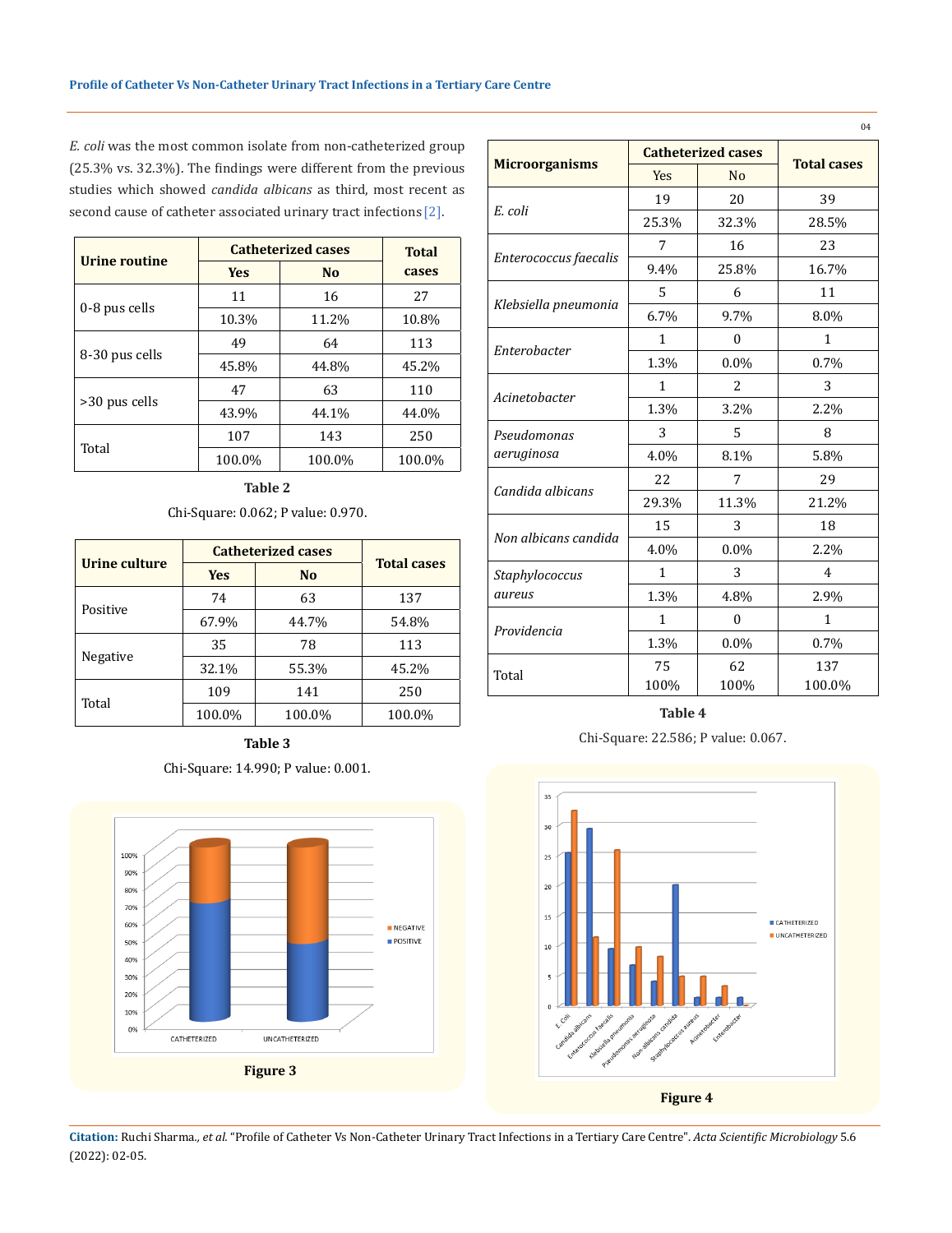*E. coli* was the most common isolate from non-catheterized group (25.3% vs. 32.3%). The findings were different from the previous studies which showed *candida albicans* as third, most recent as second cause of catheter associated urinary tract infections [2].

| Urine routine | Catheterized cases | | Total cases |
|---|---|---|---|
| | Yes | No | |
| 0-8 pus cells | 11 | 16 | 27 |
| | 10.3% | 11.2% | 10.8% |
| 8-30 pus cells | 49 | 64 | 113 |
| | 45.8% | 44.8% | 45.2% |
| >30 pus cells | 47 | 63 | 110 |
| | 43.9% | 44.1% | 44.0% |
| Total | 107 | 143 | 250 |
| | 100.0% | 100.0% | 100.0% |

**Table 2**

Chi-Square: 0.062; P value: 0.970.

| Urine culture | Catheterized cases | | Total cases |
|---|---|---|---|
| | Yes | No | |
| Positive | 74 | 63 | 137 |
| | 67.9% | 44.7% | 54.8% |
| Negative | 35 | 78 | 113 |
| | 32.1% | 55.3% | 45.2% |
| Total | 109 | 141 | 250 |
| | 100.0% | 100.0% | 100.0% |

**Table 3**

Chi-Square: 14.990; P value: 0.001.

**Figure 3**

| Microorganisms | Catheterized cases | | Total cases |
|---|---|---|---|
| | Yes | No | |
| *E. coli* | 19 | 20 | 39 |
| | 25.3% | 32.3% | 28.5% |
| *Enterococcus faecalis* | 7 | 16 | 23 |
| | 9.4% | 25.8% | 16.7% |
| *Klebsiella pneumonia* | 5 | 6 | 11 |
| | 6.7% | 9.7% | 8.0% |
| *Enterobacter* | 1 | 0 | 1 |
| | 1.3% | 0.0% | 0.7% |
| *Acinetobacter* | 1 | 2 | 3 |
| | 1.3% | 3.2% | 2.2% |
| *Pseudomonas aeruginosa* | 3 | 5 | 8 |
| | 4.0% | 8.1% | 5.8% |
| *Candida albicans* | 22 | 7 | 29 |
| | 29.3% | 11.3% | 21.2% |
| *Non albicans candida* | 15 | 3 | 18 |
| | 4.0% | 0.0% | 2.2% |
| *Staphylococcus aureus* | 1 | 3 | 4 |
| | 1.3% | 4.8% | 2.9% |
| *Providencia* | 1 | 0 | 1 |
| | 1.3% | 0.0% | 0.7% |
| Total | 75<br>100% | 62<br>100% | 137<br>100.0% |

**Table 4**

Chi-Square: 22.586; P value: 0.067.

**Figure 4**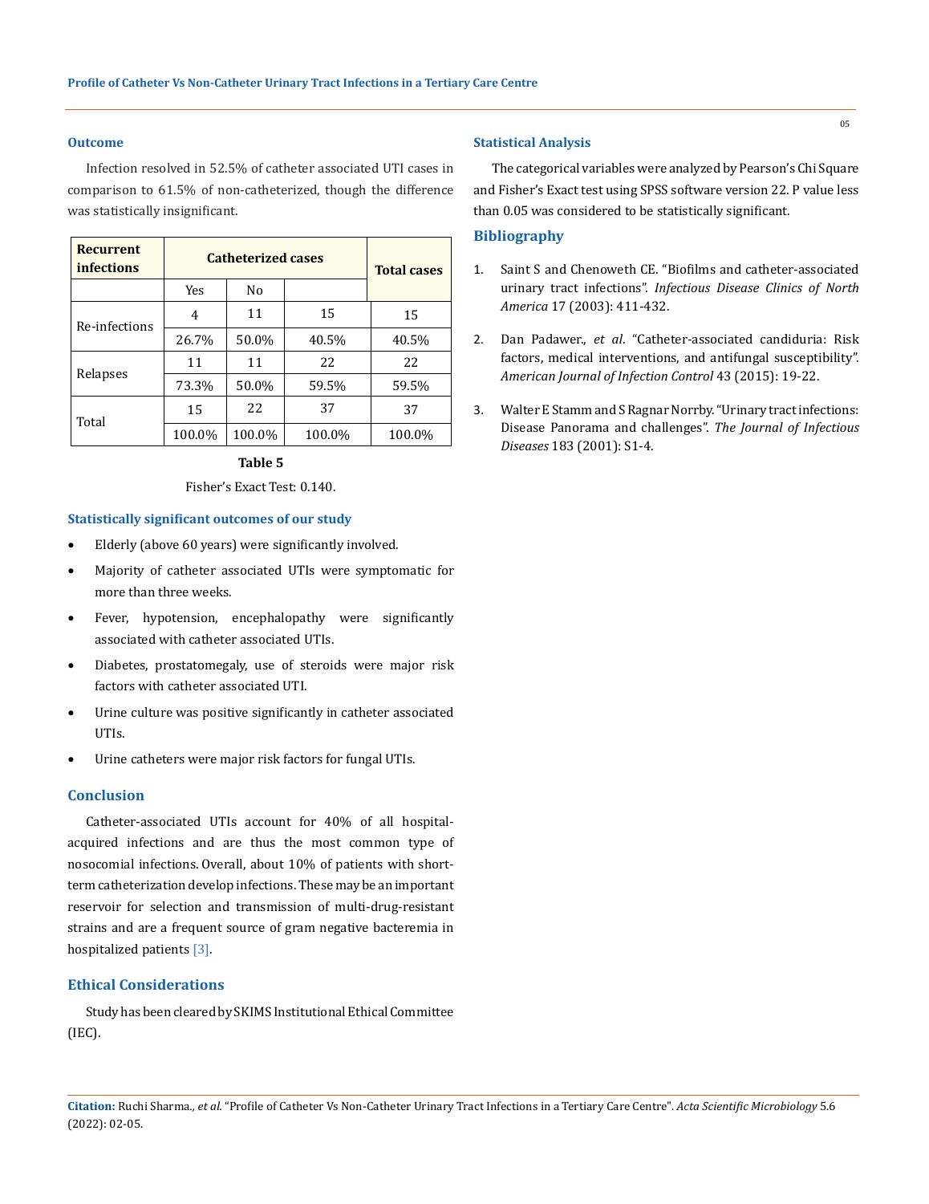### Outcome

Infection resolved in 52.5% of catheter associated UTI cases in comparison to 61.5% of non-catheterized, though the difference was statistically insignificant.

| Recurrent infections | Catheterized cases | | | Total cases |
|---|---|---|---|---|
| | Yes | No | | |
| Re-infections | 4 | 11 | 15 | 15 |
| | 26.7% | 50.0% | 40.5% | 40.5% |
| Relapses | 11 | 11 | 22 | 22 |
| | 73.3% | 50.0% | 59.5% | 59.5% |
| Total | 15 | 22 | 37 | 37 |
| | 100.0% | 100.0% | 100.0% | 100.0% |

**Table 5**

Fisher's Exact Test: 0.140.

### Statistically significant outcomes of our study

- Elderly (above 60 years) were significantly involved.
- Majority of catheter associated UTIs were symptomatic for more than three weeks.
- Fever, hypotension, encephalopathy were significantly associated with catheter associated UTIs.
- Diabetes, prostatomegaly, use of steroids were major risk factors with catheter associated UTI.
- Urine culture was positive significantly in catheter associated UTIs.
- Urine catheters were major risk factors for fungal UTIs.

## Conclusion

Catheter-associated UTIs account for 40% of all hospital-acquired infections and are thus the most common type of nosocomial infections. Overall, about 10% of patients with short-term catheterization develop infections. These may be an important reservoir for selection and transmission of multi-drug-resistant strains and are a frequent source of gram negative bacteremia in hospitalized patients [3].

## Ethical Considerations

Study has been cleared by SKIMS Institutional Ethical Committee (IEC).

### Statistical Analysis

The categorical variables were analyzed by Pearson's Chi Square and Fisher's Exact test using SPSS software version 22. P value less than 0.05 was considered to be statistically significant.

## Bibliography

1. Saint S and Chenoweth CE. "Biofilms and catheter-associated urinary tract infections". *Infectious Disease Clinics of North America* 17 (2003): 411-432.
2. Dan Padawer., *et al*. "Catheter-associated candiduria: Risk factors, medical interventions, and antifungal susceptibility". *American Journal of Infection Control* 43 (2015): 19-22.
3. Walter E Stamm and S Ragnar Norrby. "Urinary tract infections: Disease Panorama and challenges". *The Journal of Infectious Diseases* 183 (2001): S1-4.